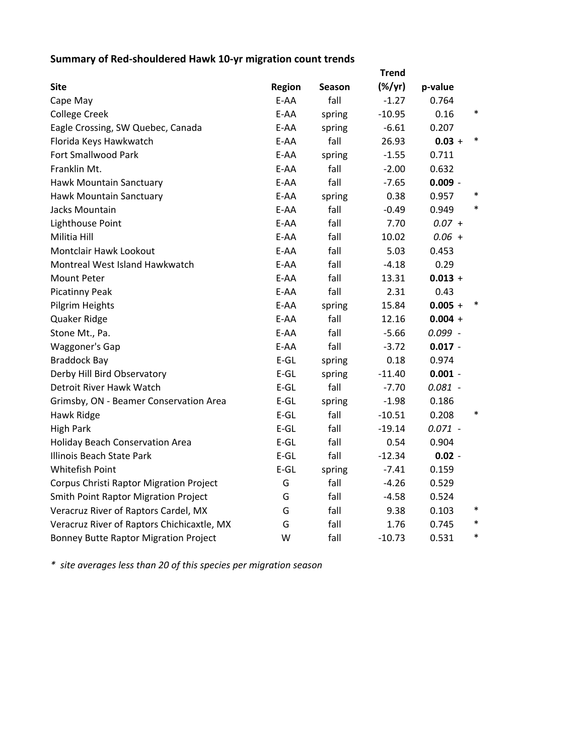**Summary of Red-shouldered Hawk 10-yr migration count trends**

| Site | Region | Season | Trend (%/yr) | p-value | |
|---|---|---|---|---|---|
| Cape May | E-AA | fall | -1.27 | 0.764 | |
| College Creek | E-AA | spring | -10.95 | 0.16 | * |
| Eagle Crossing, SW Quebec, Canada | E-AA | spring | -6.61 | 0.207 | |
| Florida Keys Hawkwatch | E-AA | fall | 26.93 | **0.03** + | * |
| Fort Smallwood Park | E-AA | spring | -1.55 | 0.711 | |
| Franklin Mt. | E-AA | fall | -2.00 | 0.632 | |
| Hawk Mountain Sanctuary | E-AA | fall | -7.65 | **0.009** - | |
| Hawk Mountain Sanctuary | E-AA | spring | 0.38 | 0.957 | * |
| Jacks Mountain | E-AA | fall | -0.49 | 0.949 | * |
| Lighthouse Point | E-AA | fall | 7.70 | *0.07* + | |
| Militia Hill | E-AA | fall | 10.02 | *0.06* + | |
| Montclair Hawk Lookout | E-AA | fall | 5.03 | 0.453 | |
| Montreal West Island Hawkwatch | E-AA | fall | -4.18 | 0.29 | |
| Mount Peter | E-AA | fall | 13.31 | **0.013** + | |
| Picatinny Peak | E-AA | fall | 2.31 | 0.43 | |
| Pilgrim Heights | E-AA | spring | 15.84 | **0.005** + | * |
| Quaker Ridge | E-AA | fall | 12.16 | **0.004** + | |
| Stone Mt., Pa. | E-AA | fall | -5.66 | *0.099* - | |
| Waggoner's Gap | E-AA | fall | -3.72 | **0.017** - | |
| Braddock Bay | E-GL | spring | 0.18 | 0.974 | |
| Derby Hill Bird Observatory | E-GL | spring | -11.40 | **0.001** - | |
| Detroit River Hawk Watch | E-GL | fall | -7.70 | *0.081* - | |
| Grimsby, ON - Beamer Conservation Area | E-GL | spring | -1.98 | 0.186 | |
| Hawk Ridge | E-GL | fall | -10.51 | 0.208 | * |
| High Park | E-GL | fall | -19.14 | *0.071* - | |
| Holiday Beach Conservation Area | E-GL | fall | 0.54 | 0.904 | |
| Illinois Beach State Park | E-GL | fall | -12.34 | **0.02** - | |
| Whitefish Point | E-GL | spring | -7.41 | 0.159 | |
| Corpus Christi Raptor Migration Project | G | fall | -4.26 | 0.529 | |
| Smith Point Raptor Migration Project | G | fall | -4.58 | 0.524 | |
| Veracruz River of Raptors Cardel, MX | G | fall | 9.38 | 0.103 | * |
| Veracruz River of Raptors Chichicaxtle, MX | G | fall | 1.76 | 0.745 | * |
| Bonney Butte Raptor Migration Project | W | fall | -10.73 | 0.531 | * |

*\* site averages less than 20 of this species per migration season*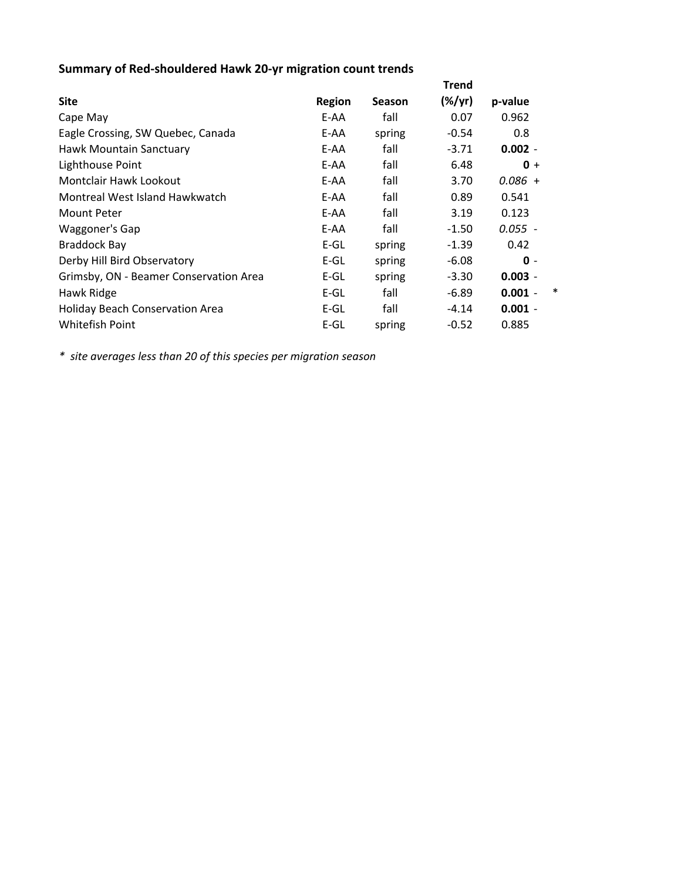## Summary of Red-shouldered Hawk 20-yr migration count trends

| Site | Region | Season | Trend (%/yr) | p-value | | |
|---|---|---|---|---|---|---|
| Cape May | E-AA | fall | 0.07 | 0.962 | | |
| Eagle Crossing, SW Quebec, Canada | E-AA | spring | -0.54 | 0.8 | | |
| Hawk Mountain Sanctuary | E-AA | fall | -3.71 | **0.002** | - | |
| Lighthouse Point | E-AA | fall | 6.48 | **0** | + | |
| Montclair Hawk Lookout | E-AA | fall | 3.70 | *0.086* | + | |
| Montreal West Island Hawkwatch | E-AA | fall | 0.89 | 0.541 | | |
| Mount Peter | E-AA | fall | 3.19 | 0.123 | | |
| Waggoner's Gap | E-AA | fall | -1.50 | *0.055* | - | |
| Braddock Bay | E-GL | spring | -1.39 | 0.42 | | |
| Derby Hill Bird Observatory | E-GL | spring | -6.08 | **0** | - | |
| Grimsby, ON - Beamer Conservation Area | E-GL | spring | -3.30 | **0.003** | - | |
| Hawk Ridge | E-GL | fall | -6.89 | **0.001** | - | * |
| Holiday Beach Conservation Area | E-GL | fall | -4.14 | **0.001** | - | |
| Whitefish Point | E-GL | spring | -0.52 | 0.885 | | |

*\* site averages less than 20 of this species per migration season*